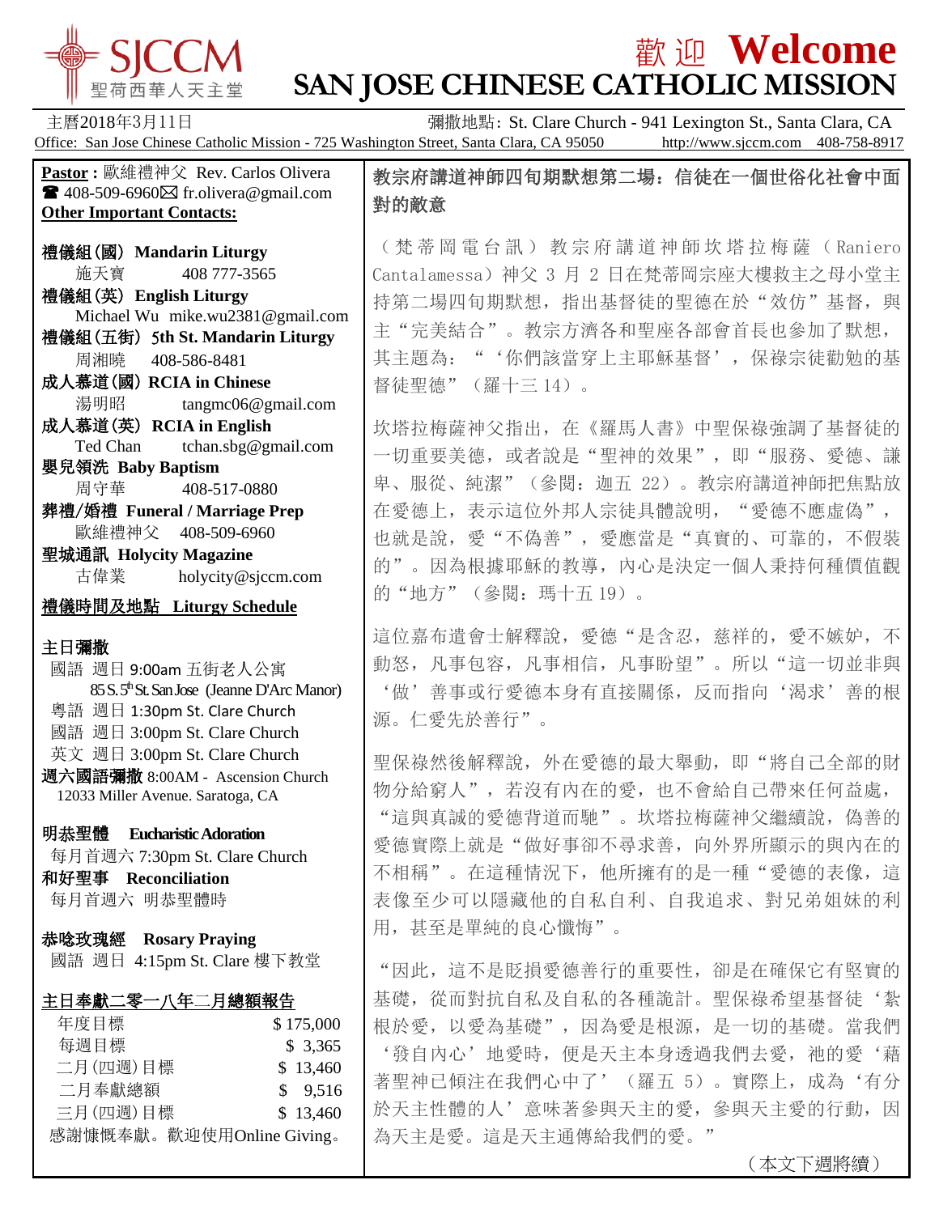# SJCCM 聖荷西華人天主堂

# 歡迎 Welcome
# SAN JOSE CHINESE CATHOLIC MISSION

主曆2018年3月11日　　彌撒地點: St. Clare Church - 941 Lexington St., Santa Clara, CA

Office: San Jose Chinese Catholic Mission - 725 Washington Street, Santa Clara, CA 95050　http://www.sjccm.com　408-758-8917

**Pastor :** 歐維禮神父 Rev. Carlos Olivera
☎ 408-509-6960 ✉ fr.olivera@gmail.com

**Other Important Contacts:**

**禮儀組(國) Mandarin Liturgy**
施天寶　408 777-3565

**禮儀組(英) English Liturgy**
Michael Wu　mike.wu2381@gmail.com

**禮儀組(五街) 5th St. Mandarin Liturgy**
周湘曉　408-586-8481

**成人慕道(國) RCIA in Chinese**
湯明昭　tangmc06@gmail.com

**成人慕道(英) RCIA in English**
Ted Chan　tchan.sbg@gmail.com

**嬰兒領洗 Baby Baptism**
周守華　408-517-0880

**葬禮/婚禮 Funeral / Marriage Prep**
歐維禮神父　408-509-6960

**聖城通訊 Holycity Magazine**
古偉業　holycity@sjccm.com

**禮儀時間及地點 Liturgy Schedule**

**主日彌撒**
國語 週日 9:00am 五街老人公寓
85 S. 5th St. San Jose (Jeanne D'Arc Manor)
粵語 週日 1:30pm St. Clare Church
國語 週日 3:00pm St. Clare Church
英文 週日 3:00pm St. Clare Church
**週六國語彌撒** 8:00AM - Ascension Church
12033 Miller Avenue. Saratoga, CA

**明恭聖體 Eucharistic Adoration**
每月首週六 7:30pm St. Clare Church

**和好聖事 Reconciliation**
每月首週六 明恭聖體時

**恭唸玫瑰經 Rosary Praying**
國語 週日 4:15pm St. Clare 樓下教堂

**主日奉獻二零一八年二月總額報告**

| | |
|---|---|
| 年度目標 | $ 175,000 |
| 每週目標 | $ 3,365 |
| 二月(四週)目標 | $ 13,460 |
| 二月奉獻總額 | $ 9,516 |
| 三月(四週)目標 | $ 13,460 |

感謝慷慨奉獻。歡迎使用Online Giving。

## 教宗府講道神師四旬期默想第二場：信徒在一個世俗化社會中面對的敵意

（梵蒂岡電台訊）教宗府講道神師坎塔拉梅薩（Raniero Cantalamessa）神父 3 月 2 日在梵蒂岡宗座大樓救主之母小堂主持第二場四旬期默想，指出基督徒的聖德在於“效仿”基督，與主“完美結合”。教宗方濟各和聖座各部會首長也參加了默想，其主題為：“‘你們該當穿上主耶穌基督’，保祿宗徒勸勉的基督徒聖德”（羅十三 14）。

坎塔拉梅薩神父指出，在《羅馬人書》中聖保祿強調了基督徒的一切重要美德，或者說是“聖神的效果”，即“服務、愛德、謙卑、服從、純潔”（參閱：迦五 22）。教宗府講道神師把焦點放在愛德上，表示這位外邦人宗徒具體說明，“愛德不應虛偽”，也就是說，愛“不偽善”，愛應當是“真實的、可靠的，不假裝的”。因為根據耶穌的教導，內心是決定一個人秉持何種價值觀的“地方”（參閱：瑪十五 19）。

這位嘉布遣會士解釋說，愛德“是含忍，慈祥的，愛不嫉妒，不動怒，凡事包容，凡事相信，凡事盼望”。所以“這一切並非與‘做’善事或行愛德本身有直接關係，反而指向‘渴求’善的根源。仁愛先於善行”。

聖保祿然後解釋說，外在愛德的最大舉動，即“將自己全部的財物分給窮人”，若沒有內在的愛，也不會給自己帶來任何益處，“這與真誠的愛德背道而馳”。坎塔拉梅薩神父繼續說，偽善的愛德實際上就是“做好事卻不尋求善，向外界所顯示的與內在的不相稱”。在這種情況下，他所擁有的是一種“愛德的表像，這表像至少可以隱藏他的自私自利、自我追求、對兄弟姐妹的利用，甚至是單純的良心懺悔”。

“因此，這不是貶損愛德善行的重要性，卻是在確保它有堅實的基礎，從而對抗自私及自私的各種詭計。聖保祿希望基督徒‘紮根於愛，以愛為基礎’，因為愛是根源，是一切的基礎。當我們‘發自內心’地愛時，便是天主本身透過我們去愛，祂的愛‘藉著聖神已傾注在我們心中了’（羅五 5）。實際上，成為‘有分於天主性體的人’意味著參與天主的愛，參與天主愛的行動，因為天主是愛。這是天主通傳給我們的愛。”

（本文下週將續）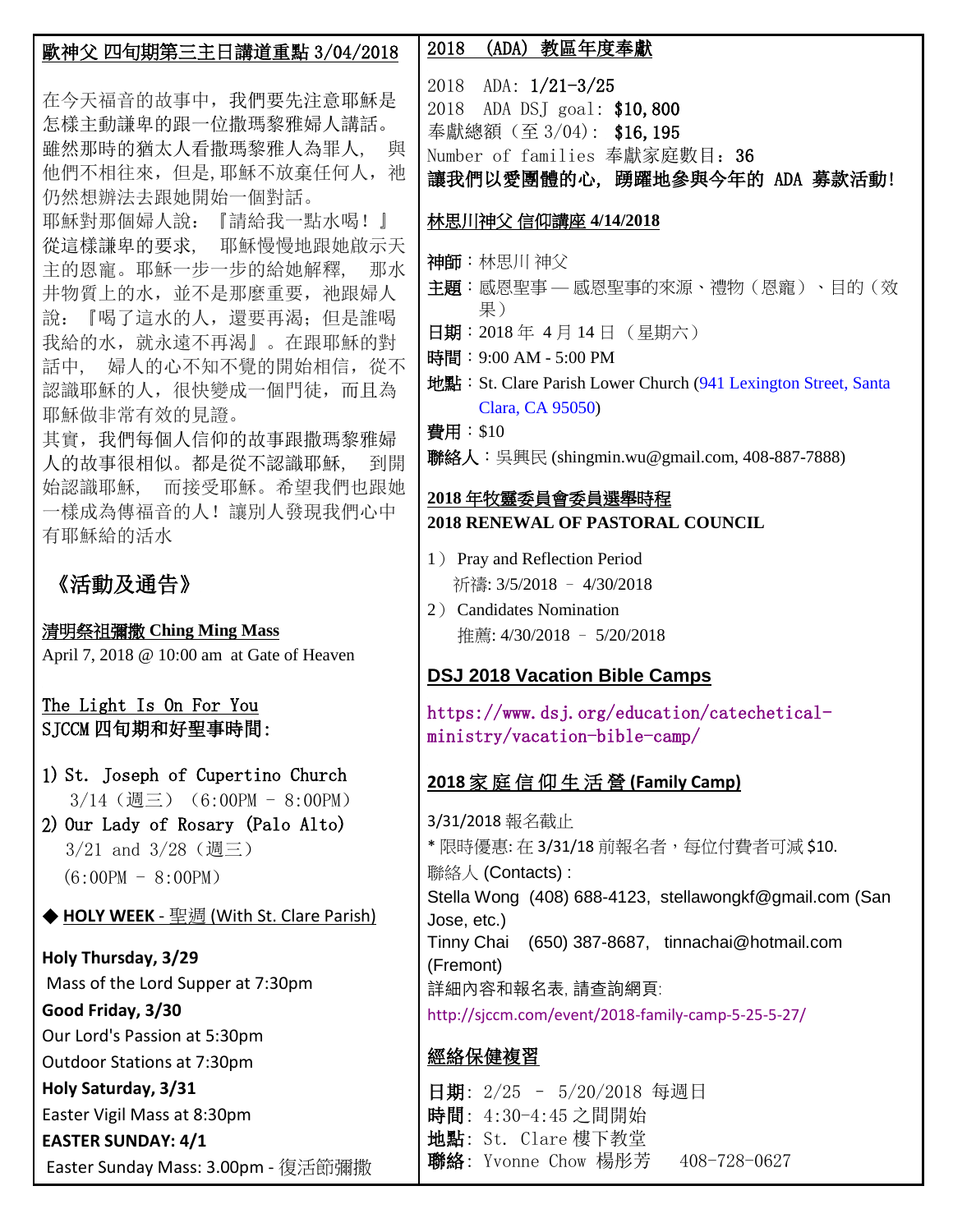## 歐神父 四旬期第三主日講道重點 3/04/2018

在今天福音的故事中，我們要先注意耶穌是怎樣主動謙卑的跟一位撒瑪黎雅婦人講話。雖然那時的猶太人看撒瑪黎雅人為罪人， 與他們不相往來，但是,耶穌不放棄任何人，祂仍然想辦法去跟她開始一個對話。

耶穌對那個婦人說：『請給我一點水喝！』從這樣謙卑的要求， 耶穌慢慢地跟她啟示天主的恩寵。耶穌一步一步的給她解釋， 那水井物質上的水，並不是那麼重要，祂跟婦人說：『喝了這水的人，還要再渴；但是誰喝我給的水，就永遠不再渴』。在跟耶穌的對話中， 婦人的心不知不覺的開始相信，從不認識耶穌的人，很快變成一個門徒，而且為耶穌做非常有效的見證。

其實，我們每個人信仰的故事跟撒瑪黎雅婦人的故事很相似。都是從不認識耶穌， 到開始認識耶穌， 而接受耶穌。希望我們也跟她一樣成為傳福音的人！讓別人發現我們心中有耶穌給的活水

# 《活動及通告》

**清明祭祖彌撒 Ching Ming Mass**

April 7, 2018 @ 10:00 am at Gate of Heaven

**The Light Is On For You**
**SJCCM 四旬期和好聖事時間:**

1) St. Joseph of Cupertino Church
   3/14（週三）（6:00PM - 8:00PM）
2) Our Lady of Rosary (Palo Alto)
   3/21 and 3/28（週三）
   （6:00PM - 8:00PM）

◆ **HOLY WEEK - 聖週 (With St. Clare Parish)**

**Holy Thursday, 3/29**
Mass of the Lord Supper at 7:30pm

**Good Friday, 3/30**
Our Lord's Passion at 5:30pm
Outdoor Stations at 7:30pm

**Holy Saturday, 3/31**
Easter Vigil Mass at 8:30pm

**EASTER SUNDAY: 4/1**
Easter Sunday Mass: 3.00pm - 復活節彌撒

## 2018 (ADA) 教區年度奉獻

2018 ADA: **1/21-3/25**
2018 ADA DSJ goal: **$10,800**
奉獻總額（至 3/04）: **$16,195**
Number of families 奉獻家庭數目：**36**
**讓我們以愛團體的心，踴躍地參與今年的 ADA 募款活動!**

## 林思川神父 信仰講座 4/14/2018

**神師**：林思川 神父
**主題**：感恩聖事 — 感恩聖事的來源、禮物（恩寵）、目的（效果）
**日期**：2018 年 4 月 14 日 （星期六）
**時間**：9:00 AM - 5:00 PM
**地點**：St. Clare Parish Lower Church (941 Lexington Street, Santa Clara, CA 95050)
**費用**：$10
**聯絡人**：吳興民 (shingmin.wu@gmail.com, 408-887-7888)

## 2018 年牧靈委員會委員選舉時程
**2018 RENEWAL OF PASTORAL COUNCIL**

1） Pray and Reflection Period
   祈禱: 3/5/2018 – 4/30/2018
2） Candidates Nomination
   推薦: 4/30/2018 – 5/20/2018

## DSJ 2018 Vacation Bible Camps

https://www.dsj.org/education/catechetical-ministry/vacation-bible-camp/

## 2018 家 庭 信 仰 生 活 營 (Family Camp)

3/31/2018 報名截止
* 限時優惠: 在 3/31/18 前報名者，每位付費者可減 $10.
聯絡人 (Contacts) :
Stella Wong (408) 688-4123, stellawongkf@gmail.com (San Jose, etc.)
Tinny Chai (650) 387-8687, tinnachai@hotmail.com (Fremont)
詳細內容和報名表, 請查詢網頁:
http://sjccm.com/event/2018-family-camp-5-25-5-27/

## 經絡保健複習

**日期**: 2/25 – 5/20/2018 每週日
**時間**: 4:30-4:45 之間開始
**地點**: St. Clare 樓下教堂
**聯絡**: Yvonne Chow 楊彤芳 408-728-0627